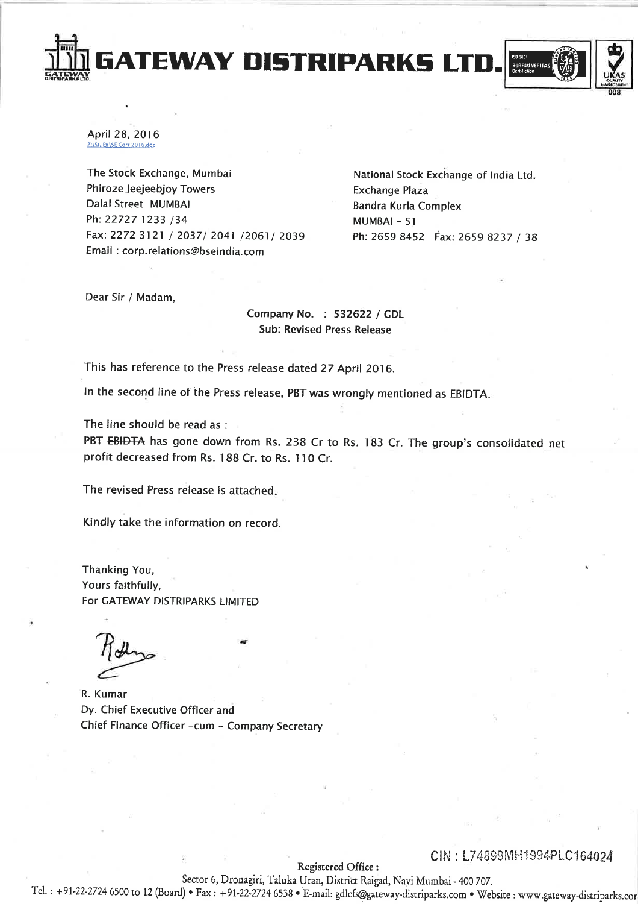# GATEWAY DISTRIPARKS LTD.

April 28, 2016

Z:\St. Ex\SE Corr 2016.doc

The Stock Exchange, Mumbai
Phiroze Jeejeebjoy Towers
Dalal Street MUMBAI
Ph: 22727 1233 /34
Fax: 2272 3121 / 2037/ 2041 /2061/ 2039
Email : corp.relations@bseindia.com

National Stock Exchange of India Ltd.
Exchange Plaza
Bandra Kurla Complex
MUMBAI - 51
Ph: 2659 8452 Fax: 2659 8237 / 38

Dear Sir / Madam,

**Company No. : 532622 / GDL**
**Sub: Revised Press Release**

This has reference to the Press release dated 27 April 2016.

In the second line of the Press release, PBT was wrongly mentioned as EBIDTA.

The line should be read as :
**PBT** ~~**EBIDTA**~~ has gone down from Rs. 238 Cr to Rs. 183 Cr. The group's consolidated net profit decreased from Rs. 188 Cr. to Rs. 110 Cr.

The revised Press release is attached.

Kindly take the information on record.

Thanking You,
Yours faithfully,
For GATEWAY DISTRIPARKS LIMITED

R. Kumar
Dy. Chief Executive Officer and
Chief Finance Officer -cum - Company Secretary

CIN : L74899MH1994PLC164024

Registered Office :
Sector 6, Dronagiri, Taluka Uran, District Raigad, Navi Mumbai - 400 707.
Tel. : +91-22-2724 6500 to 12 (Board) • Fax : +91-22-2724 6538 • E-mail: gdlcfs@gateway-distriparks.com • Website : www.gateway-distriparks.com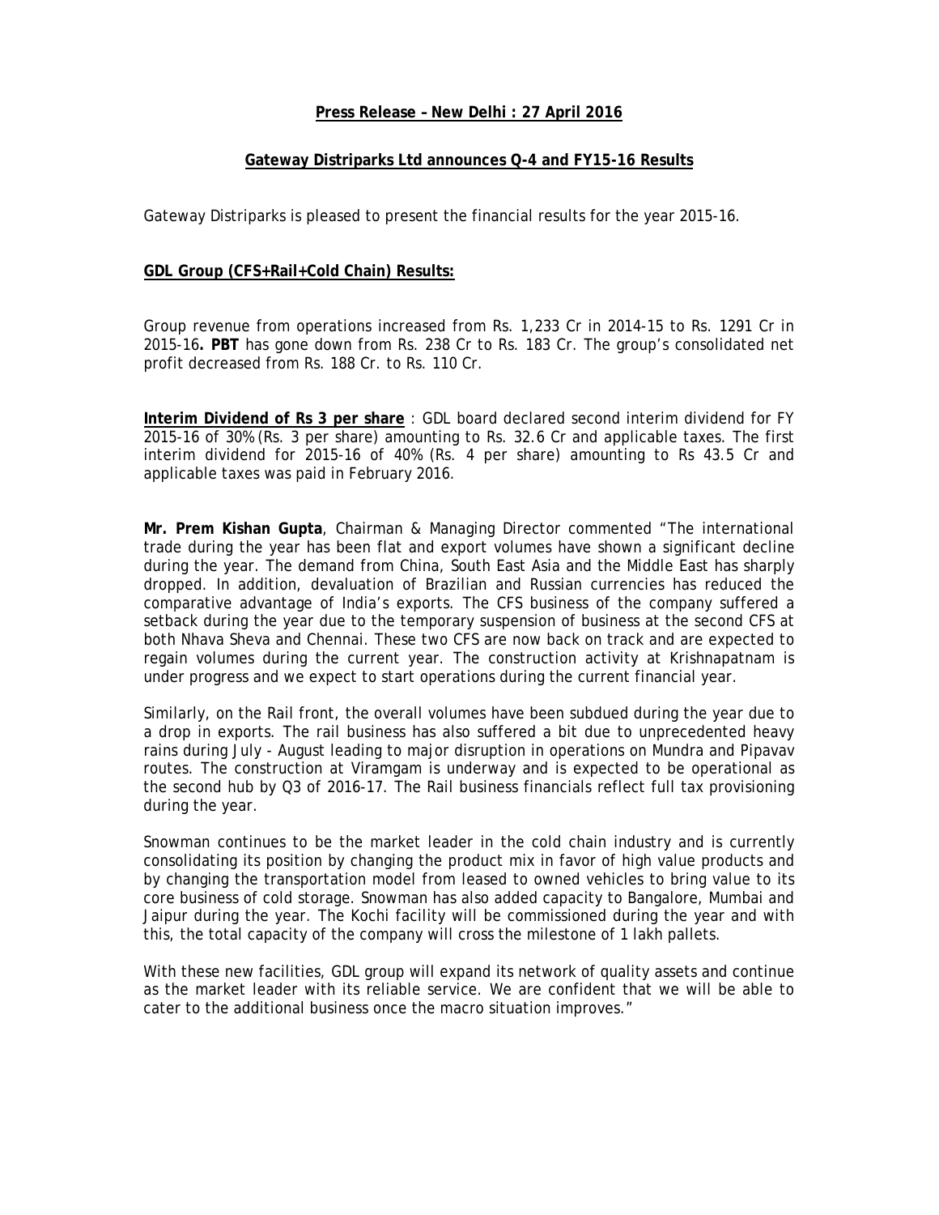**Press Release – New Delhi : 27 April 2016**

**Gateway Distriparks Ltd announces Q-4 and FY15-16 Results**

Gateway Distriparks is pleased to present the financial results for the year 2015-16.

**GDL Group (CFS+Rail+Cold Chain) Results:**

Group revenue from operations increased from Rs. 1,233 Cr in 2014-15 to Rs. 1291 Cr in 2015-16**. PBT** has gone down from Rs. 238 Cr to Rs. 183 Cr. The group's consolidated net profit decreased from Rs. 188 Cr. to Rs. 110 Cr.

**Interim Dividend of Rs 3 per share** : GDL board declared second interim dividend for FY 2015-16 of 30% (Rs. 3 per share) amounting to Rs. 32.6 Cr and applicable taxes. The first interim dividend for 2015-16 of 40% (Rs. 4 per share) amounting to Rs 43.5 Cr and applicable taxes was paid in February 2016.

**Mr. Prem Kishan Gupta**, Chairman & Managing Director commented "The international trade during the year has been flat and export volumes have shown a significant decline during the year. The demand from China, South East Asia and the Middle East has sharply dropped. In addition, devaluation of Brazilian and Russian currencies has reduced the comparative advantage of India's exports. The CFS business of the company suffered a setback during the year due to the temporary suspension of business at the second CFS at both Nhava Sheva and Chennai. These two CFS are now back on track and are expected to regain volumes during the current year. The construction activity at Krishnapatnam is under progress and we expect to start operations during the current financial year.

Similarly, on the Rail front, the overall volumes have been subdued during the year due to a drop in exports. The rail business has also suffered a bit due to unprecedented heavy rains during July - August leading to major disruption in operations on Mundra and Pipavav routes. The construction at Viramgam is underway and is expected to be operational as the second hub by Q3 of 2016-17. The Rail business financials reflect full tax provisioning during the year.

Snowman continues to be the market leader in the cold chain industry and is currently consolidating its position by changing the product mix in favor of high value products and by changing the transportation model from leased to owned vehicles to bring value to its core business of cold storage. Snowman has also added capacity to Bangalore, Mumbai and Jaipur during the year. The Kochi facility will be commissioned during the year and with this, the total capacity of the company will cross the milestone of 1 lakh pallets.

With these new facilities, GDL group will expand its network of quality assets and continue as the market leader with its reliable service. We are confident that we will be able to cater to the additional business once the macro situation improves."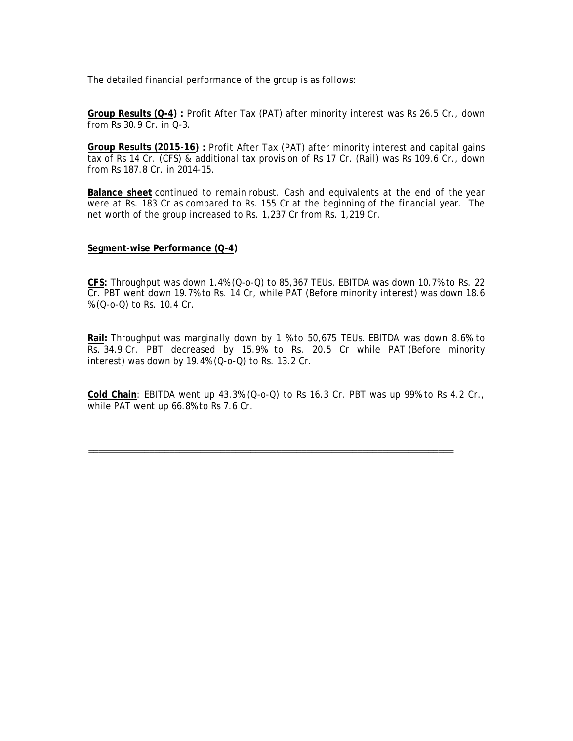The detailed financial performance of the group is as follows:

**Group Results (Q-4) :** Profit After Tax (PAT) after minority interest was Rs 26.5 Cr., down from Rs 30.9 Cr. in Q-3.

**Group Results (2015-16) :** Profit After Tax (PAT) after minority interest and capital gains tax of Rs 14 Cr. (CFS) & additional tax provision of Rs 17 Cr. (Rail) was Rs 109.6 Cr., down from Rs 187.8 Cr. in 2014-15.

**Balance sheet** continued to remain robust. Cash and equivalents at the end of the year were at Rs. 183 Cr as compared to Rs. 155 Cr at the beginning of the financial year. The net worth of the group increased to Rs. 1,237 Cr from Rs. 1,219 Cr.

**Segment-wise Performance (Q-4)**

**CFS:** Throughput was down 1.4% (Q-o-Q) to 85,367 TEUs. EBITDA was down 10.7% to Rs. 22 Cr. PBT went down 19.7% to Rs. 14 Cr, while PAT (Before minority interest) was down 18.6 % (Q-o-Q) to Rs. 10.4 Cr.

**Rail:** Throughput was marginally down by 1 % to 50,675 TEUs. EBITDA was down 8.6% to Rs. 34.9 Cr. PBT decreased by 15.9% to Rs. 20.5 Cr while PAT (Before minority interest) was down by 19.4% (Q-o-Q) to Rs. 13.2 Cr.

**Cold Chain**: EBITDA went up 43.3% (Q-o-Q) to Rs 16.3 Cr. PBT was up 99% to Rs 4.2 Cr., while PAT went up 66.8% to Rs 7.6 Cr.

---